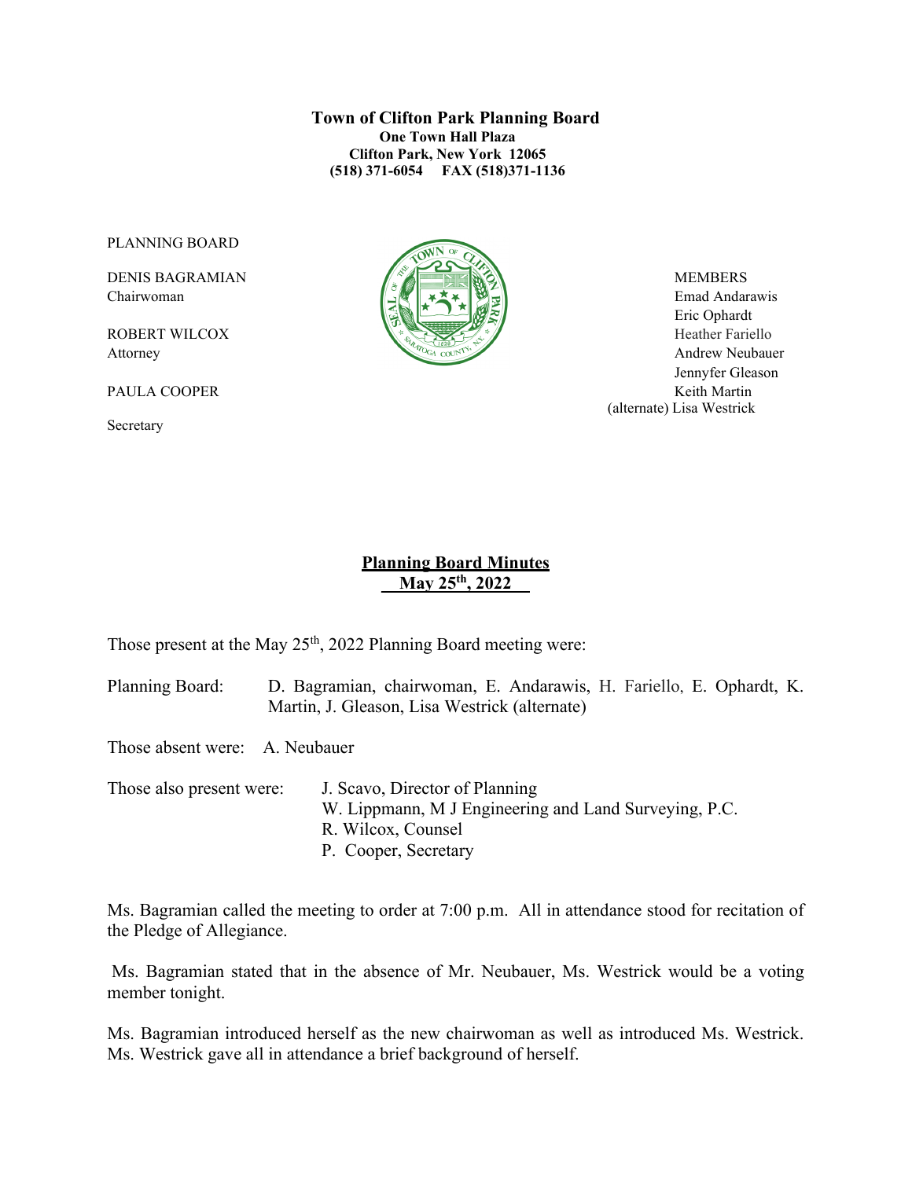**Town of Clifton Park Planning Board**
**One Town Hall Plaza**
**Clifton Park, New York 12065**
**(518) 371-6054 FAX (518)371-1136**

PLANNING BOARD

DENIS BAGRAMIAN
Chairwoman

ROBERT WILCOX
Attorney

PAULA COOPER
Secretary

MEMBERS
Emad Andarawis
Eric Ophardt
Heather Fariello
Andrew Neubauer
Jennyfer Gleason
Keith Martin
(alternate) Lisa Westrick

## **Planning Board Minutes**
## **May 25th, 2022**

Those present at the May 25th, 2022 Planning Board meeting were:

Planning Board: D. Bagramian, chairwoman, E. Andarawis, H. Fariello, E. Ophardt, K. Martin, J. Gleason, Lisa Westrick (alternate)

Those absent were: A. Neubauer

Those also present were: J. Scavo, Director of Planning
W. Lippmann, M J Engineering and Land Surveying, P.C.
R. Wilcox, Counsel
P. Cooper, Secretary

Ms. Bagramian called the meeting to order at 7:00 p.m. All in attendance stood for recitation of the Pledge of Allegiance.

Ms. Bagramian stated that in the absence of Mr. Neubauer, Ms. Westrick would be a voting member tonight.

Ms. Bagramian introduced herself as the new chairwoman as well as introduced Ms. Westrick. Ms. Westrick gave all in attendance a brief background of herself.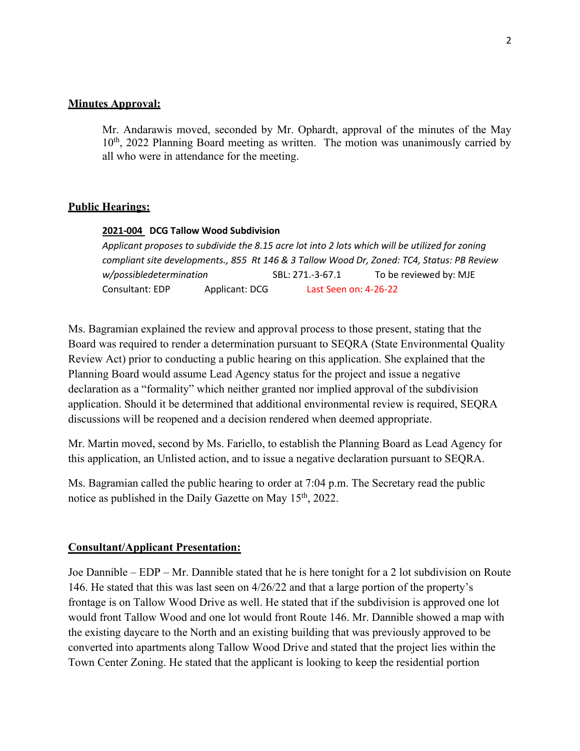**Minutes Approval:**

Mr. Andarawis moved, seconded by Mr. Ophardt, approval of the minutes of the May 10th, 2022 Planning Board meeting as written. The motion was unanimously carried by all who were in attendance for the meeting.

**Public Hearings:**

**2021-004 DCG Tallow Wood Subdivision**

*Applicant proposes to subdivide the 8.15 acre lot into 2 lots which will be utilized for zoning compliant site developments., 855 Rt 146 & 3 Tallow Wood Dr, Zoned: TC4, Status: PB Review w/possibledetermination* SBL: 271.-3-67.1 To be reviewed by: MJE
Consultant: EDP Applicant: DCG Last Seen on: 4-26-22

Ms. Bagramian explained the review and approval process to those present, stating that the Board was required to render a determination pursuant to SEQRA (State Environmental Quality Review Act) prior to conducting a public hearing on this application. She explained that the Planning Board would assume Lead Agency status for the project and issue a negative declaration as a "formality" which neither granted nor implied approval of the subdivision application. Should it be determined that additional environmental review is required, SEQRA discussions will be reopened and a decision rendered when deemed appropriate.

Mr. Martin moved, second by Ms. Fariello, to establish the Planning Board as Lead Agency for this application, an Unlisted action, and to issue a negative declaration pursuant to SEQRA.

Ms. Bagramian called the public hearing to order at 7:04 p.m. The Secretary read the public notice as published in the Daily Gazette on May 15th, 2022.

**Consultant/Applicant Presentation:**

Joe Dannible – EDP – Mr. Dannible stated that he is here tonight for a 2 lot subdivision on Route 146. He stated that this was last seen on 4/26/22 and that a large portion of the property's frontage is on Tallow Wood Drive as well. He stated that if the subdivision is approved one lot would front Tallow Wood and one lot would front Route 146. Mr. Dannible showed a map with the existing daycare to the North and an existing building that was previously approved to be converted into apartments along Tallow Wood Drive and stated that the project lies within the Town Center Zoning. He stated that the applicant is looking to keep the residential portion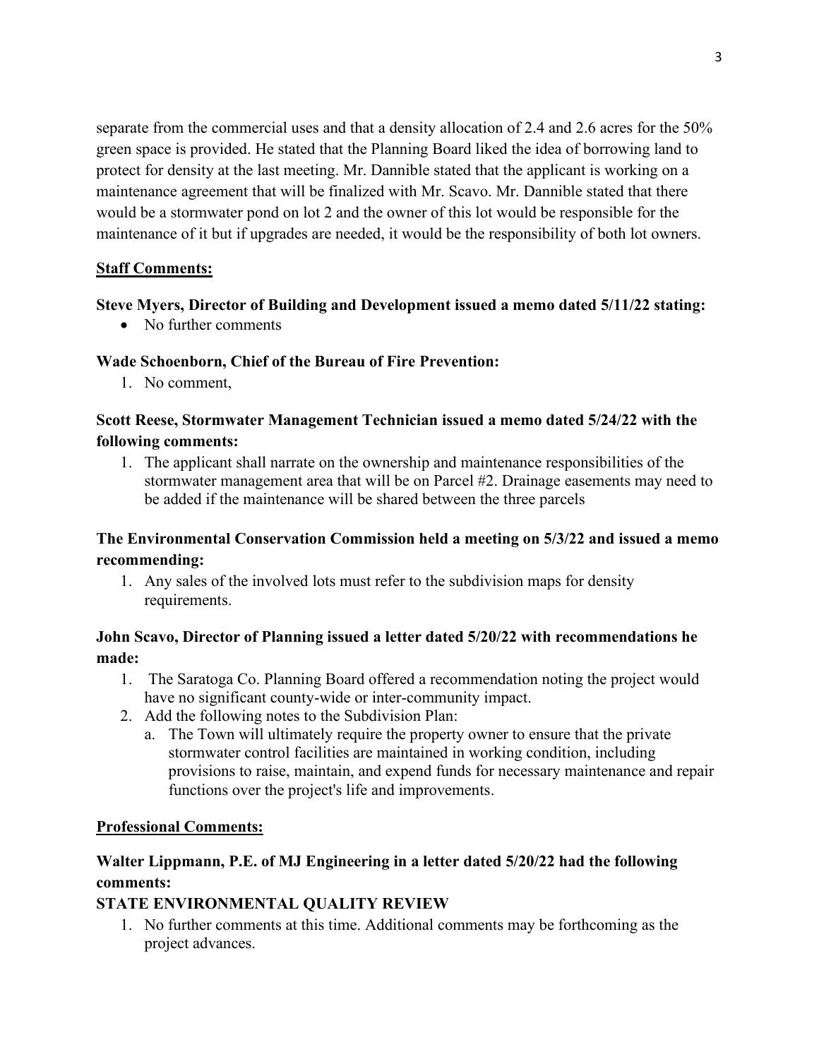separate from the commercial uses and that a density allocation of 2.4 and 2.6 acres for the 50% green space is provided. He stated that the Planning Board liked the idea of borrowing land to protect for density at the last meeting. Mr. Dannible stated that the applicant is working on a maintenance agreement that will be finalized with Mr. Scavo. Mr. Dannible stated that there would be a stormwater pond on lot 2 and the owner of this lot would be responsible for the maintenance of it but if upgrades are needed, it would be the responsibility of both lot owners.

**<u>Staff Comments:</u>**

**Steve Myers, Director of Building and Development issued a memo dated 5/11/22 stating:**

- No further comments

**Wade Schoenborn, Chief of the Bureau of Fire Prevention:**

1. No comment,

**Scott Reese, Stormwater Management Technician issued a memo dated 5/24/22 with the following comments:**

1. The applicant shall narrate on the ownership and maintenance responsibilities of the stormwater management area that will be on Parcel #2. Drainage easements may need to be added if the maintenance will be shared between the three parcels

**The Environmental Conservation Commission held a meeting on 5/3/22 and issued a memo recommending:**

1. Any sales of the involved lots must refer to the subdivision maps for density requirements.

**John Scavo, Director of Planning issued a letter dated 5/20/22 with recommendations he made:**

1. The Saratoga Co. Planning Board offered a recommendation noting the project would have no significant county-wide or inter-community impact.
2. Add the following notes to the Subdivision Plan:
   a. The Town will ultimately require the property owner to ensure that the private stormwater control facilities are maintained in working condition, including provisions to raise, maintain, and expend funds for necessary maintenance and repair functions over the project's life and improvements.

**<u>Professional Comments:</u>**

**Walter Lippmann, P.E. of MJ Engineering in a letter dated 5/20/22 had the following comments:**

**STATE ENVIRONMENTAL QUALITY REVIEW**

1. No further comments at this time. Additional comments may be forthcoming as the project advances.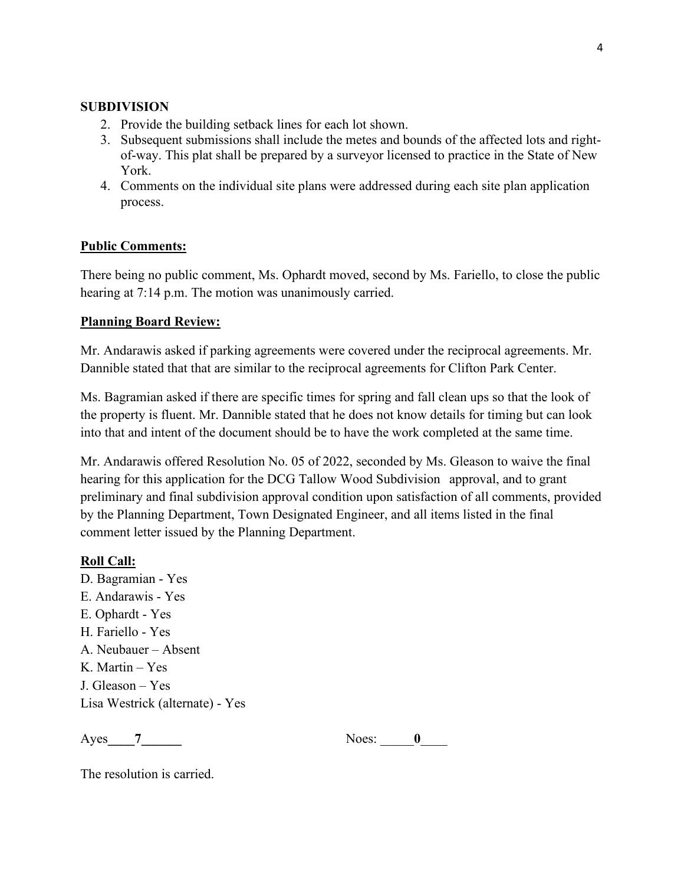**SUBDIVISION**

2. Provide the building setback lines for each lot shown.
3. Subsequent submissions shall include the metes and bounds of the affected lots and right-of-way. This plat shall be prepared by a surveyor licensed to practice in the State of New York.
4. Comments on the individual site plans were addressed during each site plan application process.

**Public Comments:**

There being no public comment, Ms. Ophardt moved, second by Ms. Fariello, to close the public hearing at 7:14 p.m. The motion was unanimously carried.

**Planning Board Review:**

Mr. Andarawis asked if parking agreements were covered under the reciprocal agreements. Mr. Dannible stated that that are similar to the reciprocal agreements for Clifton Park Center.

Ms. Bagramian asked if there are specific times for spring and fall clean ups so that the look of the property is fluent. Mr. Dannible stated that he does not know details for timing but can look into that and intent of the document should be to have the work completed at the same time.

Mr. Andarawis offered Resolution No. 05 of 2022, seconded by Ms. Gleason to waive the final hearing for this application for the DCG Tallow Wood Subdivision approval, and to grant preliminary and final subdivision approval condition upon satisfaction of all comments, provided by the Planning Department, Town Designated Engineer, and all items listed in the final comment letter issued by the Planning Department.

**Roll Call:**

D. Bagramian - Yes
E. Andarawis - Yes
E. Ophardt - Yes
H. Fariello - Yes
A. Neubauer – Absent
K. Martin – Yes
J. Gleason – Yes
Lisa Westrick (alternate) - Yes

Ayes **7** Noes: **0**

The resolution is carried.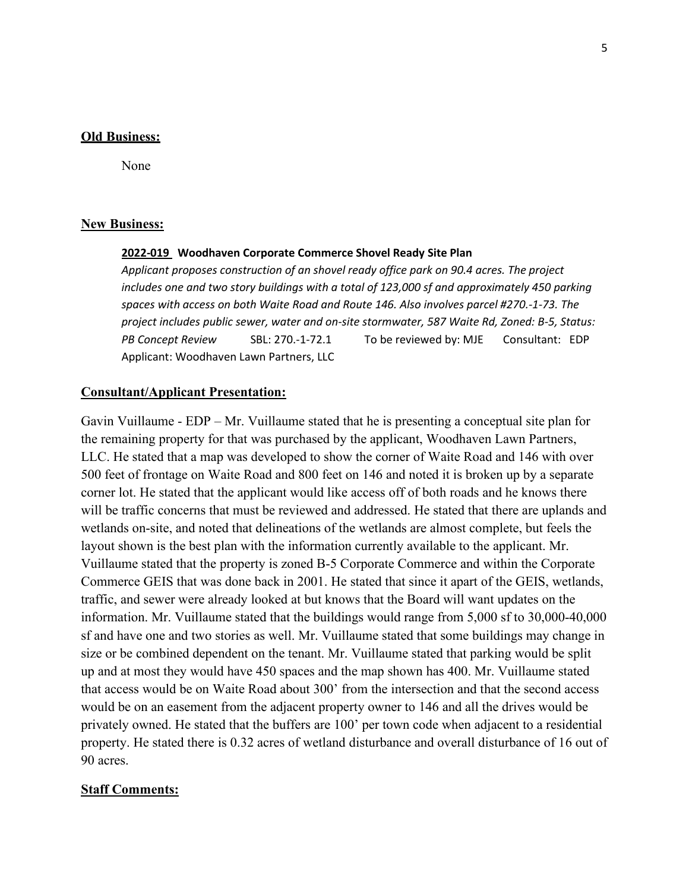**Old Business:**

None

**New Business:**

**2022-019 Woodhaven Corporate Commerce Shovel Ready Site Plan**

*Applicant proposes construction of an shovel ready office park on 90.4 acres. The project includes one and two story buildings with a total of 123,000 sf and approximately 450 parking spaces with access on both Waite Road and Route 146. Also involves parcel #270.-1-73. The project includes public sewer, water and on-site stormwater, 587 Waite Rd, Zoned: B-5, Status: PB Concept Review* SBL: 270.-1-72.1 To be reviewed by: MJE Consultant: EDP Applicant: Woodhaven Lawn Partners, LLC

**Consultant/Applicant Presentation:**

Gavin Vuillaume - EDP – Mr. Vuillaume stated that he is presenting a conceptual site plan for the remaining property for that was purchased by the applicant, Woodhaven Lawn Partners, LLC. He stated that a map was developed to show the corner of Waite Road and 146 with over 500 feet of frontage on Waite Road and 800 feet on 146 and noted it is broken up by a separate corner lot. He stated that the applicant would like access off of both roads and he knows there will be traffic concerns that must be reviewed and addressed. He stated that there are uplands and wetlands on-site, and noted that delineations of the wetlands are almost complete, but feels the layout shown is the best plan with the information currently available to the applicant. Mr. Vuillaume stated that the property is zoned B-5 Corporate Commerce and within the Corporate Commerce GEIS that was done back in 2001. He stated that since it apart of the GEIS, wetlands, traffic, and sewer were already looked at but knows that the Board will want updates on the information. Mr. Vuillaume stated that the buildings would range from 5,000 sf to 30,000-40,000 sf and have one and two stories as well. Mr. Vuillaume stated that some buildings may change in size or be combined dependent on the tenant. Mr. Vuillaume stated that parking would be split up and at most they would have 450 spaces and the map shown has 400. Mr. Vuillaume stated that access would be on Waite Road about 300' from the intersection and that the second access would be on an easement from the adjacent property owner to 146 and all the drives would be privately owned. He stated that the buffers are 100' per town code when adjacent to a residential property. He stated there is 0.32 acres of wetland disturbance and overall disturbance of 16 out of 90 acres.

**Staff Comments:**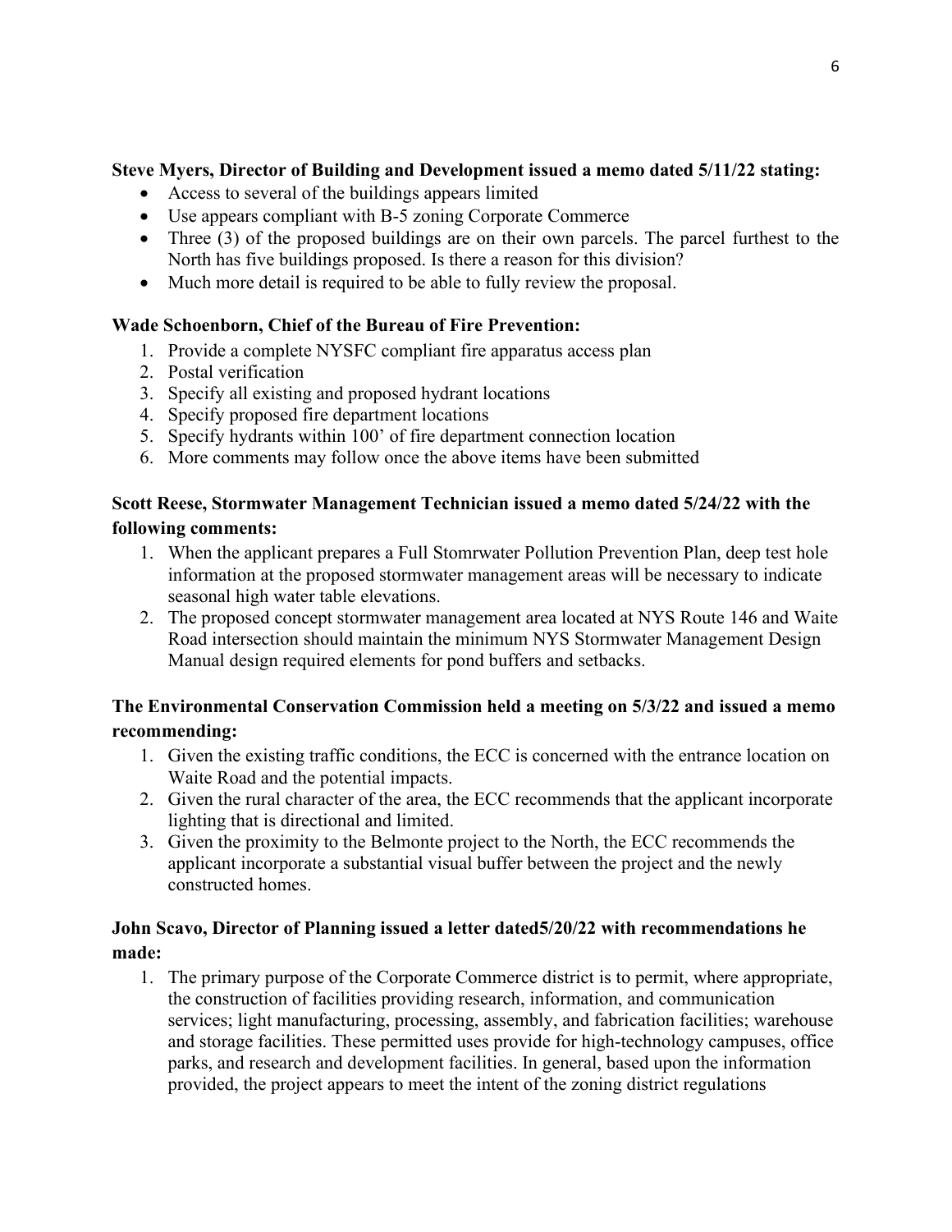**Steve Myers, Director of Building and Development issued a memo dated 5/11/22 stating:**

- Access to several of the buildings appears limited
- Use appears compliant with B-5 zoning Corporate Commerce
- Three (3) of the proposed buildings are on their own parcels. The parcel furthest to the North has five buildings proposed. Is there a reason for this division?
- Much more detail is required to be able to fully review the proposal.

**Wade Schoenborn, Chief of the Bureau of Fire Prevention:**

1. Provide a complete NYSFC compliant fire apparatus access plan
2. Postal verification
3. Specify all existing and proposed hydrant locations
4. Specify proposed fire department locations
5. Specify hydrants within 100' of fire department connection location
6. More comments may follow once the above items have been submitted

**Scott Reese, Stormwater Management Technician issued a memo dated 5/24/22 with the following comments:**

1. When the applicant prepares a Full Stomrwater Pollution Prevention Plan, deep test hole information at the proposed stormwater management areas will be necessary to indicate seasonal high water table elevations.
2. The proposed concept stormwater management area located at NYS Route 146 and Waite Road intersection should maintain the minimum NYS Stormwater Management Design Manual design required elements for pond buffers and setbacks.

**The Environmental Conservation Commission held a meeting on 5/3/22 and issued a memo recommending:**

1. Given the existing traffic conditions, the ECC is concerned with the entrance location on Waite Road and the potential impacts.
2. Given the rural character of the area, the ECC recommends that the applicant incorporate lighting that is directional and limited.
3. Given the proximity to the Belmonte project to the North, the ECC recommends the applicant incorporate a substantial visual buffer between the project and the newly constructed homes.

**John Scavo, Director of Planning issued a letter dated5/20/22 with recommendations he made:**

1. The primary purpose of the Corporate Commerce district is to permit, where appropriate, the construction of facilities providing research, information, and communication services; light manufacturing, processing, assembly, and fabrication facilities; warehouse and storage facilities. These permitted uses provide for high-technology campuses, office parks, and research and development facilities. In general, based upon the information provided, the project appears to meet the intent of the zoning district regulations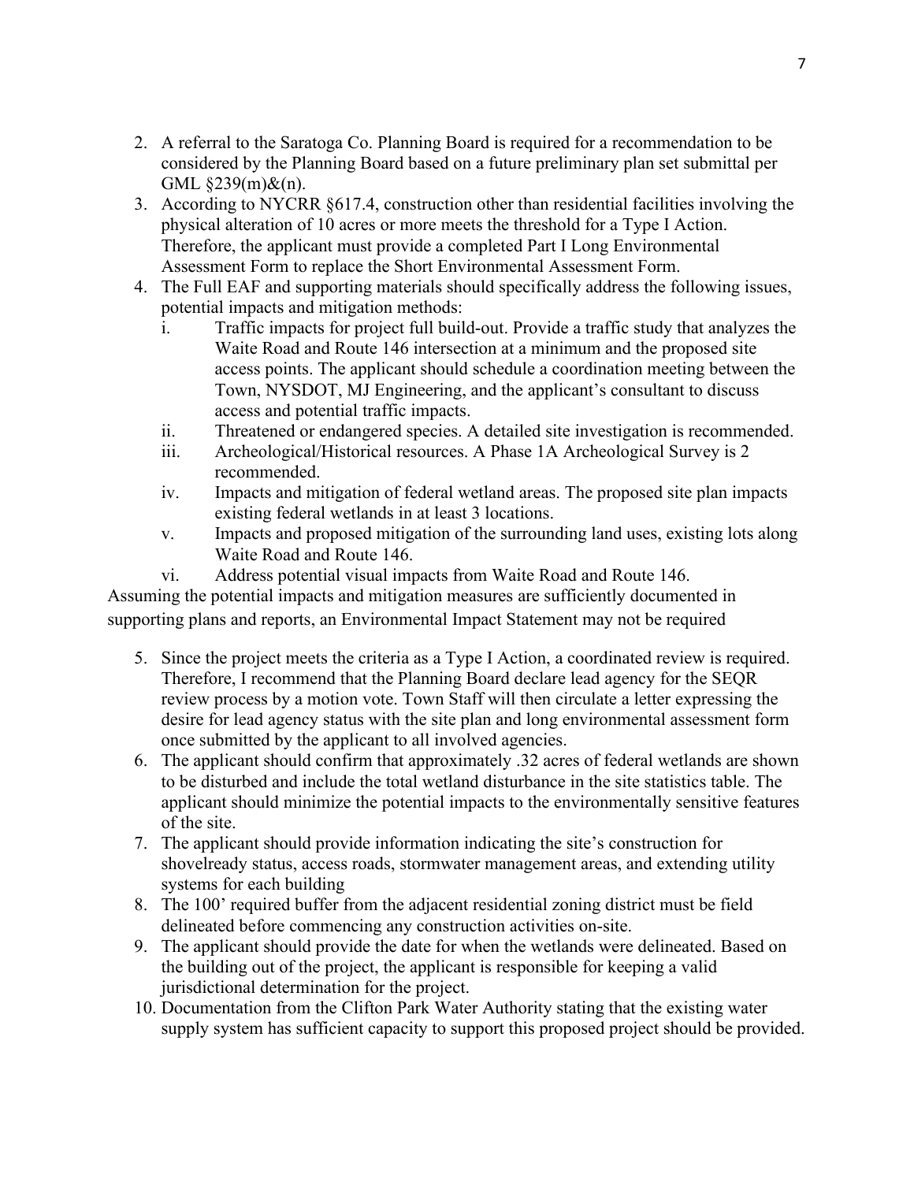2. A referral to the Saratoga Co. Planning Board is required for a recommendation to be considered by the Planning Board based on a future preliminary plan set submittal per GML §239(m)&(n).
3. According to NYCRR §617.4, construction other than residential facilities involving the physical alteration of 10 acres or more meets the threshold for a Type I Action. Therefore, the applicant must provide a completed Part I Long Environmental Assessment Form to replace the Short Environmental Assessment Form.
4. The Full EAF and supporting materials should specifically address the following issues, potential impacts and mitigation methods:
   i. Traffic impacts for project full build-out. Provide a traffic study that analyzes the Waite Road and Route 146 intersection at a minimum and the proposed site access points. The applicant should schedule a coordination meeting between the Town, NYSDOT, MJ Engineering, and the applicant's consultant to discuss access and potential traffic impacts.
   ii. Threatened or endangered species. A detailed site investigation is recommended.
   iii. Archeological/Historical resources. A Phase 1A Archeological Survey is 2 recommended.
   iv. Impacts and mitigation of federal wetland areas. The proposed site plan impacts existing federal wetlands in at least 3 locations.
   v. Impacts and proposed mitigation of the surrounding land uses, existing lots along Waite Road and Route 146.
   vi. Address potential visual impacts from Waite Road and Route 146.

Assuming the potential impacts and mitigation measures are sufficiently documented in supporting plans and reports, an Environmental Impact Statement may not be required

5. Since the project meets the criteria as a Type I Action, a coordinated review is required. Therefore, I recommend that the Planning Board declare lead agency for the SEQR review process by a motion vote. Town Staff will then circulate a letter expressing the desire for lead agency status with the site plan and long environmental assessment form once submitted by the applicant to all involved agencies.
6. The applicant should confirm that approximately .32 acres of federal wetlands are shown to be disturbed and include the total wetland disturbance in the site statistics table. The applicant should minimize the potential impacts to the environmentally sensitive features of the site.
7. The applicant should provide information indicating the site's construction for shovelready status, access roads, stormwater management areas, and extending utility systems for each building
8. The 100' required buffer from the adjacent residential zoning district must be field delineated before commencing any construction activities on-site.
9. The applicant should provide the date for when the wetlands were delineated. Based on the building out of the project, the applicant is responsible for keeping a valid jurisdictional determination for the project.
10. Documentation from the Clifton Park Water Authority stating that the existing water supply system has sufficient capacity to support this proposed project should be provided.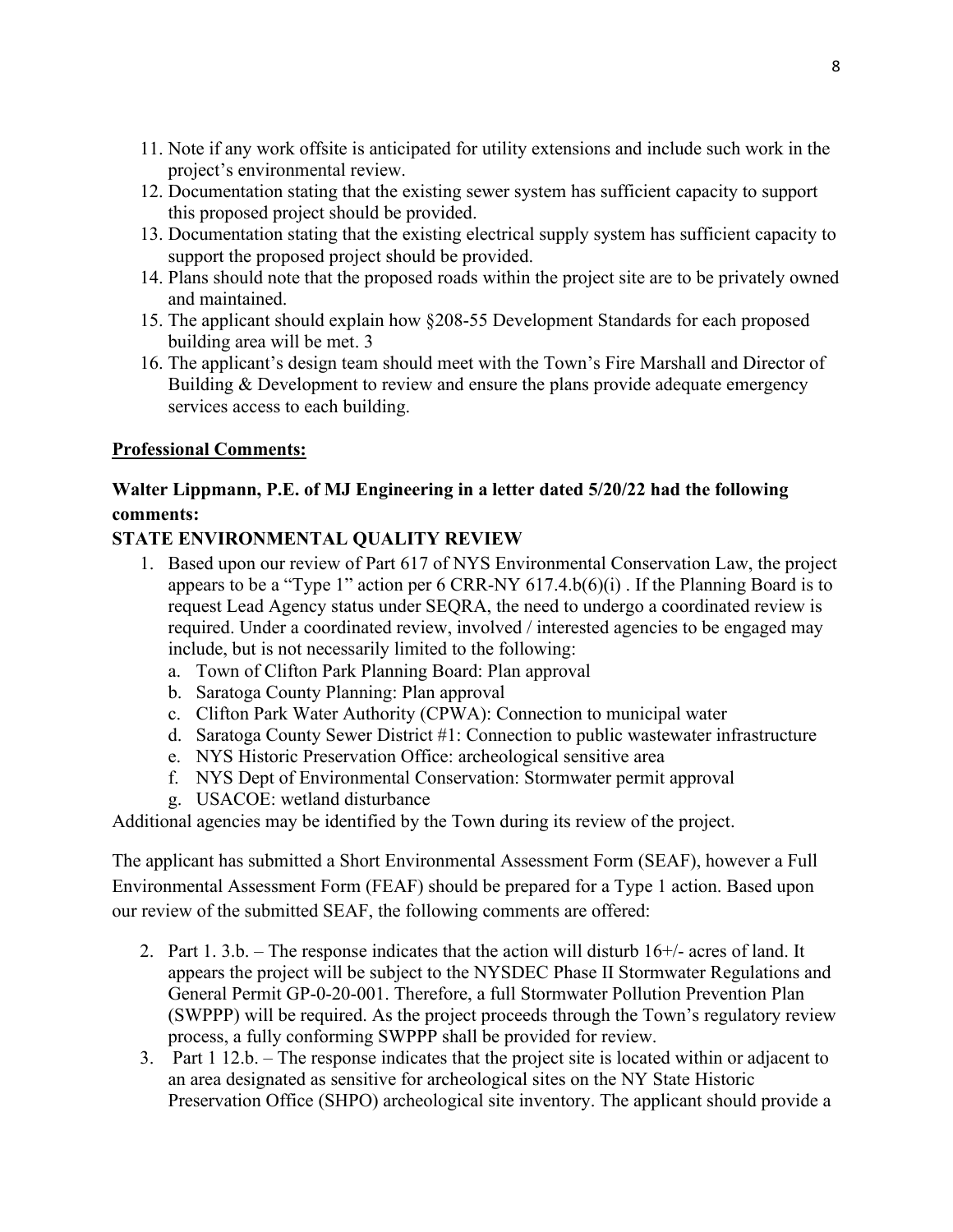11. Note if any work offsite is anticipated for utility extensions and include such work in the project's environmental review.
12. Documentation stating that the existing sewer system has sufficient capacity to support this proposed project should be provided.
13. Documentation stating that the existing electrical supply system has sufficient capacity to support the proposed project should be provided.
14. Plans should note that the proposed roads within the project site are to be privately owned and maintained.
15. The applicant should explain how §208-55 Development Standards for each proposed building area will be met. 3
16. The applicant's design team should meet with the Town's Fire Marshall and Director of Building & Development to review and ensure the plans provide adequate emergency services access to each building.

**Professional Comments:**

**Walter Lippmann, P.E. of MJ Engineering in a letter dated 5/20/22 had the following comments:**

**STATE ENVIRONMENTAL QUALITY REVIEW**

1. Based upon our review of Part 617 of NYS Environmental Conservation Law, the project appears to be a "Type 1" action per 6 CRR-NY 617.4.b(6)(i) . If the Planning Board is to request Lead Agency status under SEQRA, the need to undergo a coordinated review is required. Under a coordinated review, involved / interested agencies to be engaged may include, but is not necessarily limited to the following:
   a. Town of Clifton Park Planning Board: Plan approval
   b. Saratoga County Planning: Plan approval
   c. Clifton Park Water Authority (CPWA): Connection to municipal water
   d. Saratoga County Sewer District #1: Connection to public wastewater infrastructure
   e. NYS Historic Preservation Office: archeological sensitive area
   f. NYS Dept of Environmental Conservation: Stormwater permit approval
   g. USACOE: wetland disturbance

Additional agencies may be identified by the Town during its review of the project.

The applicant has submitted a Short Environmental Assessment Form (SEAF), however a Full Environmental Assessment Form (FEAF) should be prepared for a Type 1 action. Based upon our review of the submitted SEAF, the following comments are offered:

2. Part 1. 3.b. – The response indicates that the action will disturb 16+/- acres of land. It appears the project will be subject to the NYSDEC Phase II Stormwater Regulations and General Permit GP-0-20-001. Therefore, a full Stormwater Pollution Prevention Plan (SWPPP) will be required. As the project proceeds through the Town's regulatory review process, a fully conforming SWPPP shall be provided for review.
3. Part 1 12.b. – The response indicates that the project site is located within or adjacent to an area designated as sensitive for archeological sites on the NY State Historic Preservation Office (SHPO) archeological site inventory. The applicant should provide a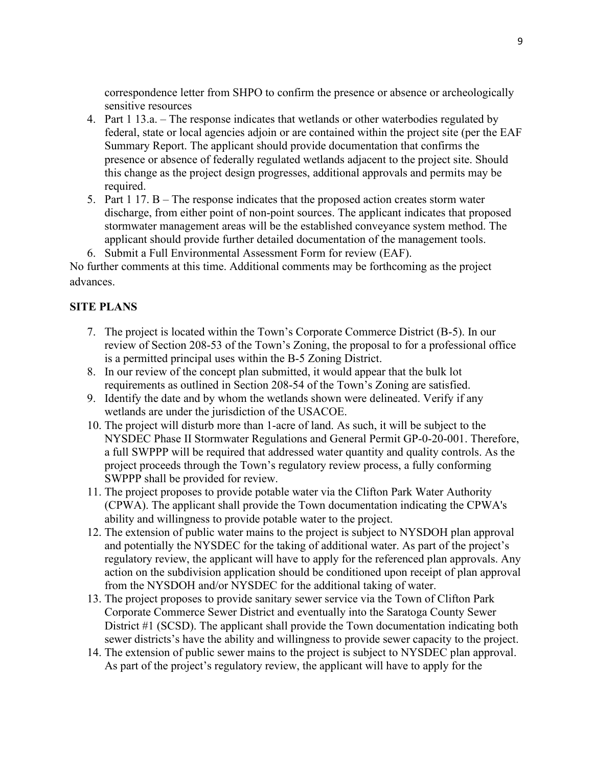correspondence letter from SHPO to confirm the presence or absence or archeologically sensitive resources

4. Part 1 13.a. – The response indicates that wetlands or other waterbodies regulated by federal, state or local agencies adjoin or are contained within the project site (per the EAF Summary Report. The applicant should provide documentation that confirms the presence or absence of federally regulated wetlands adjacent to the project site. Should this change as the project design progresses, additional approvals and permits may be required.
5. Part 1 17. B – The response indicates that the proposed action creates storm water discharge, from either point of non-point sources. The applicant indicates that proposed stormwater management areas will be the established conveyance system method. The applicant should provide further detailed documentation of the management tools.
6. Submit a Full Environmental Assessment Form for review (EAF).

No further comments at this time. Additional comments may be forthcoming as the project advances.

**SITE PLANS**

7. The project is located within the Town's Corporate Commerce District (B-5). In our review of Section 208-53 of the Town's Zoning, the proposal to for a professional office is a permitted principal uses within the B-5 Zoning District.
8. In our review of the concept plan submitted, it would appear that the bulk lot requirements as outlined in Section 208-54 of the Town's Zoning are satisfied.
9. Identify the date and by whom the wetlands shown were delineated. Verify if any wetlands are under the jurisdiction of the USACOE.
10. The project will disturb more than 1-acre of land. As such, it will be subject to the NYSDEC Phase II Stormwater Regulations and General Permit GP-0-20-001. Therefore, a full SWPPP will be required that addressed water quantity and quality controls. As the project proceeds through the Town's regulatory review process, a fully conforming SWPPP shall be provided for review.
11. The project proposes to provide potable water via the Clifton Park Water Authority (CPWA). The applicant shall provide the Town documentation indicating the CPWA's ability and willingness to provide potable water to the project.
12. The extension of public water mains to the project is subject to NYSDOH plan approval and potentially the NYSDEC for the taking of additional water. As part of the project's regulatory review, the applicant will have to apply for the referenced plan approvals. Any action on the subdivision application should be conditioned upon receipt of plan approval from the NYSDOH and/or NYSDEC for the additional taking of water.
13. The project proposes to provide sanitary sewer service via the Town of Clifton Park Corporate Commerce Sewer District and eventually into the Saratoga County Sewer District #1 (SCSD). The applicant shall provide the Town documentation indicating both sewer districts's have the ability and willingness to provide sewer capacity to the project.
14. The extension of public sewer mains to the project is subject to NYSDEC plan approval. As part of the project's regulatory review, the applicant will have to apply for the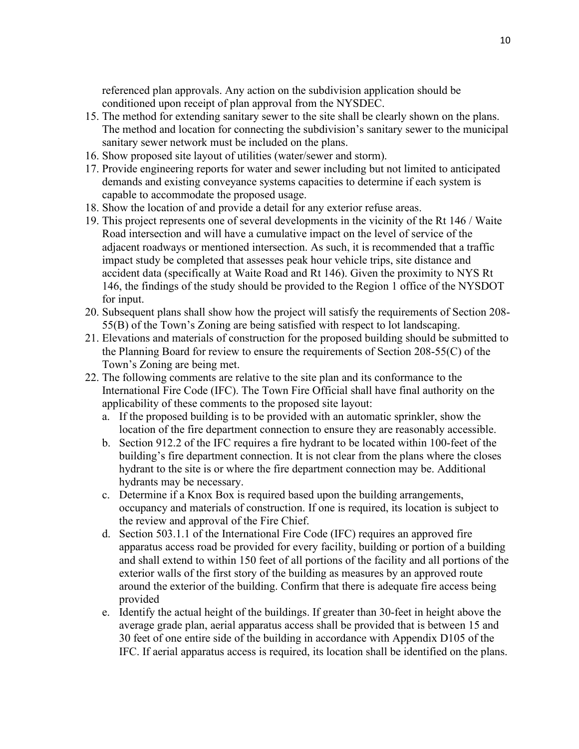referenced plan approvals. Any action on the subdivision application should be conditioned upon receipt of plan approval from the NYSDEC.

15. The method for extending sanitary sewer to the site shall be clearly shown on the plans. The method and location for connecting the subdivision's sanitary sewer to the municipal sanitary sewer network must be included on the plans.
16. Show proposed site layout of utilities (water/sewer and storm).
17. Provide engineering reports for water and sewer including but not limited to anticipated demands and existing conveyance systems capacities to determine if each system is capable to accommodate the proposed usage.
18. Show the location of and provide a detail for any exterior refuse areas.
19. This project represents one of several developments in the vicinity of the Rt 146 / Waite Road intersection and will have a cumulative impact on the level of service of the adjacent roadways or mentioned intersection. As such, it is recommended that a traffic impact study be completed that assesses peak hour vehicle trips, site distance and accident data (specifically at Waite Road and Rt 146). Given the proximity to NYS Rt 146, the findings of the study should be provided to the Region 1 office of the NYSDOT for input.
20. Subsequent plans shall show how the project will satisfy the requirements of Section 208-55(B) of the Town's Zoning are being satisfied with respect to lot landscaping.
21. Elevations and materials of construction for the proposed building should be submitted to the Planning Board for review to ensure the requirements of Section 208-55(C) of the Town's Zoning are being met.
22. The following comments are relative to the site plan and its conformance to the International Fire Code (IFC). The Town Fire Official shall have final authority on the applicability of these comments to the proposed site layout:
    a. If the proposed building is to be provided with an automatic sprinkler, show the location of the fire department connection to ensure they are reasonably accessible.
    b. Section 912.2 of the IFC requires a fire hydrant to be located within 100-feet of the building's fire department connection. It is not clear from the plans where the closes hydrant to the site is or where the fire department connection may be. Additional hydrants may be necessary.
    c. Determine if a Knox Box is required based upon the building arrangements, occupancy and materials of construction. If one is required, its location is subject to the review and approval of the Fire Chief.
    d. Section 503.1.1 of the International Fire Code (IFC) requires an approved fire apparatus access road be provided for every facility, building or portion of a building and shall extend to within 150 feet of all portions of the facility and all portions of the exterior walls of the first story of the building as measures by an approved route around the exterior of the building. Confirm that there is adequate fire access being provided
    e. Identify the actual height of the buildings. If greater than 30-feet in height above the average grade plan, aerial apparatus access shall be provided that is between 15 and 30 feet of one entire side of the building in accordance with Appendix D105 of the IFC. If aerial apparatus access is required, its location shall be identified on the plans.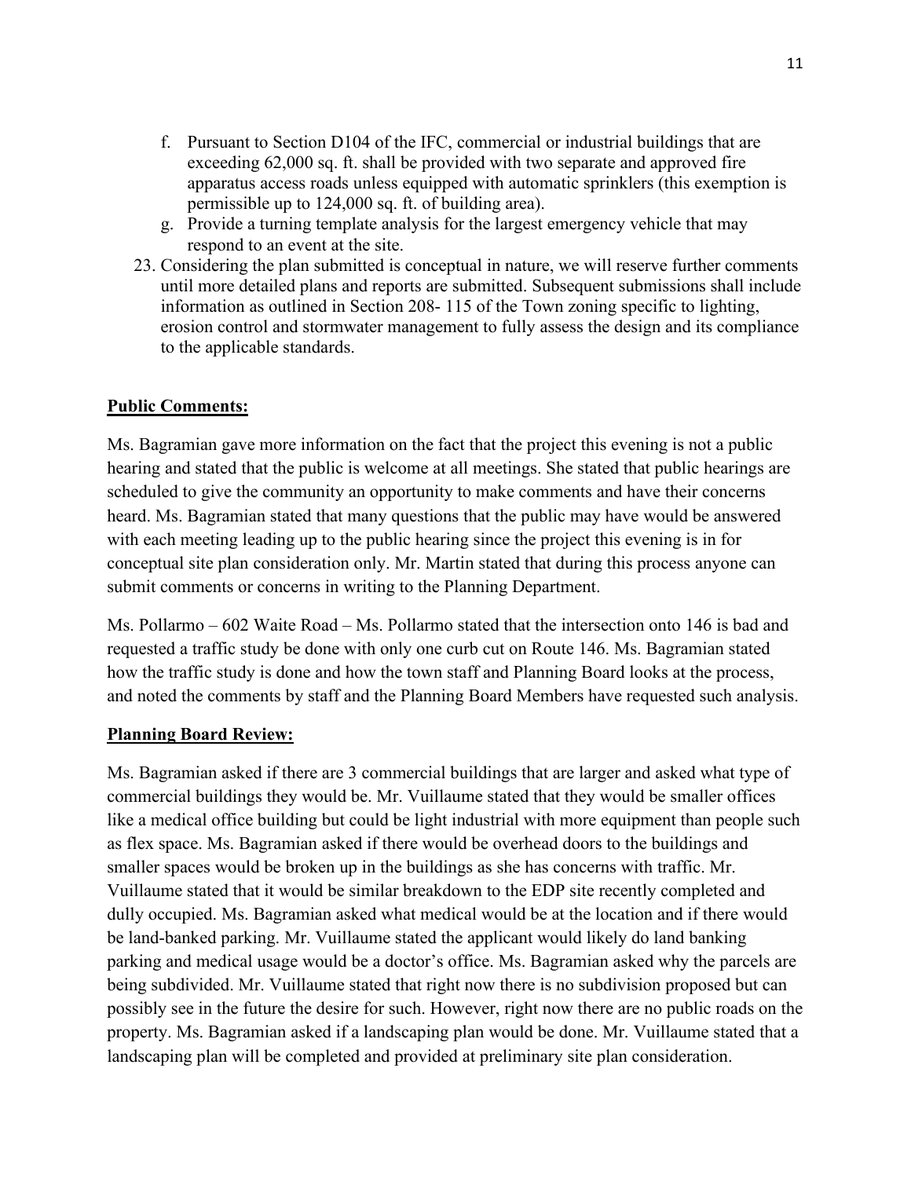f. Pursuant to Section D104 of the IFC, commercial or industrial buildings that are exceeding 62,000 sq. ft. shall be provided with two separate and approved fire apparatus access roads unless equipped with automatic sprinklers (this exemption is permissible up to 124,000 sq. ft. of building area).
g. Provide a turning template analysis for the largest emergency vehicle that may respond to an event at the site.

23. Considering the plan submitted is conceptual in nature, we will reserve further comments until more detailed plans and reports are submitted. Subsequent submissions shall include information as outlined in Section 208- 115 of the Town zoning specific to lighting, erosion control and stormwater management to fully assess the design and its compliance to the applicable standards.

**Public Comments:**

Ms. Bagramian gave more information on the fact that the project this evening is not a public hearing and stated that the public is welcome at all meetings. She stated that public hearings are scheduled to give the community an opportunity to make comments and have their concerns heard. Ms. Bagramian stated that many questions that the public may have would be answered with each meeting leading up to the public hearing since the project this evening is in for conceptual site plan consideration only. Mr. Martin stated that during this process anyone can submit comments or concerns in writing to the Planning Department.

Ms. Pollarmo – 602 Waite Road – Ms. Pollarmo stated that the intersection onto 146 is bad and requested a traffic study be done with only one curb cut on Route 146. Ms. Bagramian stated how the traffic study is done and how the town staff and Planning Board looks at the process, and noted the comments by staff and the Planning Board Members have requested such analysis.

**Planning Board Review:**

Ms. Bagramian asked if there are 3 commercial buildings that are larger and asked what type of commercial buildings they would be. Mr. Vuillaume stated that they would be smaller offices like a medical office building but could be light industrial with more equipment than people such as flex space. Ms. Bagramian asked if there would be overhead doors to the buildings and smaller spaces would be broken up in the buildings as she has concerns with traffic. Mr. Vuillaume stated that it would be similar breakdown to the EDP site recently completed and dully occupied. Ms. Bagramian asked what medical would be at the location and if there would be land-banked parking. Mr. Vuillaume stated the applicant would likely do land banking parking and medical usage would be a doctor's office. Ms. Bagramian asked why the parcels are being subdivided. Mr. Vuillaume stated that right now there is no subdivision proposed but can possibly see in the future the desire for such. However, right now there are no public roads on the property. Ms. Bagramian asked if a landscaping plan would be done. Mr. Vuillaume stated that a landscaping plan will be completed and provided at preliminary site plan consideration.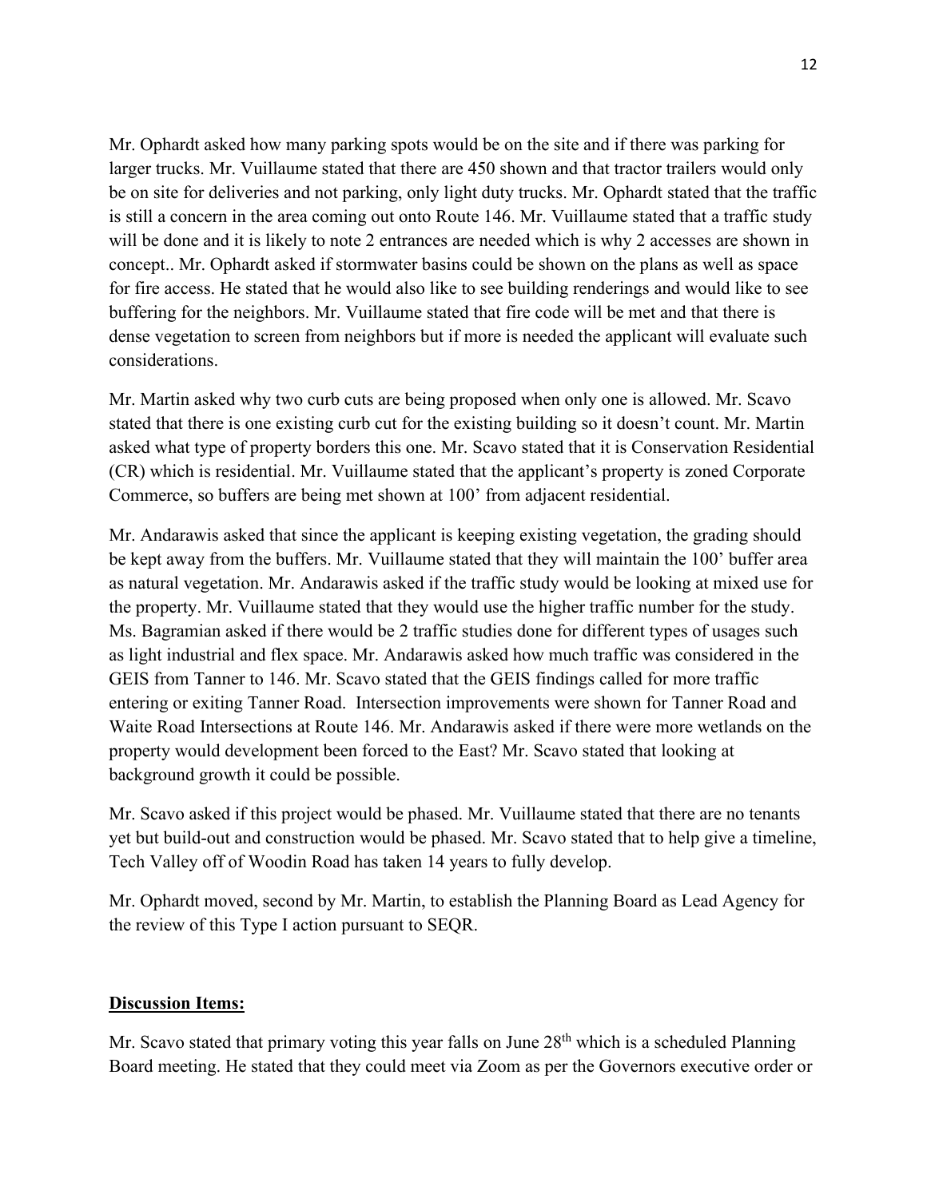Mr. Ophardt asked how many parking spots would be on the site and if there was parking for larger trucks. Mr. Vuillaume stated that there are 450 shown and that tractor trailers would only be on site for deliveries and not parking, only light duty trucks. Mr. Ophardt stated that the traffic is still a concern in the area coming out onto Route 146. Mr. Vuillaume stated that a traffic study will be done and it is likely to note 2 entrances are needed which is why 2 accesses are shown in concept.. Mr. Ophardt asked if stormwater basins could be shown on the plans as well as space for fire access. He stated that he would also like to see building renderings and would like to see buffering for the neighbors. Mr. Vuillaume stated that fire code will be met and that there is dense vegetation to screen from neighbors but if more is needed the applicant will evaluate such considerations.

Mr. Martin asked why two curb cuts are being proposed when only one is allowed. Mr. Scavo stated that there is one existing curb cut for the existing building so it doesn't count. Mr. Martin asked what type of property borders this one. Mr. Scavo stated that it is Conservation Residential (CR) which is residential. Mr. Vuillaume stated that the applicant's property is zoned Corporate Commerce, so buffers are being met shown at 100' from adjacent residential.

Mr. Andarawis asked that since the applicant is keeping existing vegetation, the grading should be kept away from the buffers. Mr. Vuillaume stated that they will maintain the 100' buffer area as natural vegetation. Mr. Andarawis asked if the traffic study would be looking at mixed use for the property. Mr. Vuillaume stated that they would use the higher traffic number for the study. Ms. Bagramian asked if there would be 2 traffic studies done for different types of usages such as light industrial and flex space. Mr. Andarawis asked how much traffic was considered in the GEIS from Tanner to 146. Mr. Scavo stated that the GEIS findings called for more traffic entering or exiting Tanner Road. Intersection improvements were shown for Tanner Road and Waite Road Intersections at Route 146. Mr. Andarawis asked if there were more wetlands on the property would development been forced to the East? Mr. Scavo stated that looking at background growth it could be possible.

Mr. Scavo asked if this project would be phased. Mr. Vuillaume stated that there are no tenants yet but build-out and construction would be phased. Mr. Scavo stated that to help give a timeline, Tech Valley off of Woodin Road has taken 14 years to fully develop.

Mr. Ophardt moved, second by Mr. Martin, to establish the Planning Board as Lead Agency for the review of this Type I action pursuant to SEQR.

**Discussion Items:**

Mr. Scavo stated that primary voting this year falls on June 28th which is a scheduled Planning Board meeting. He stated that they could meet via Zoom as per the Governors executive order or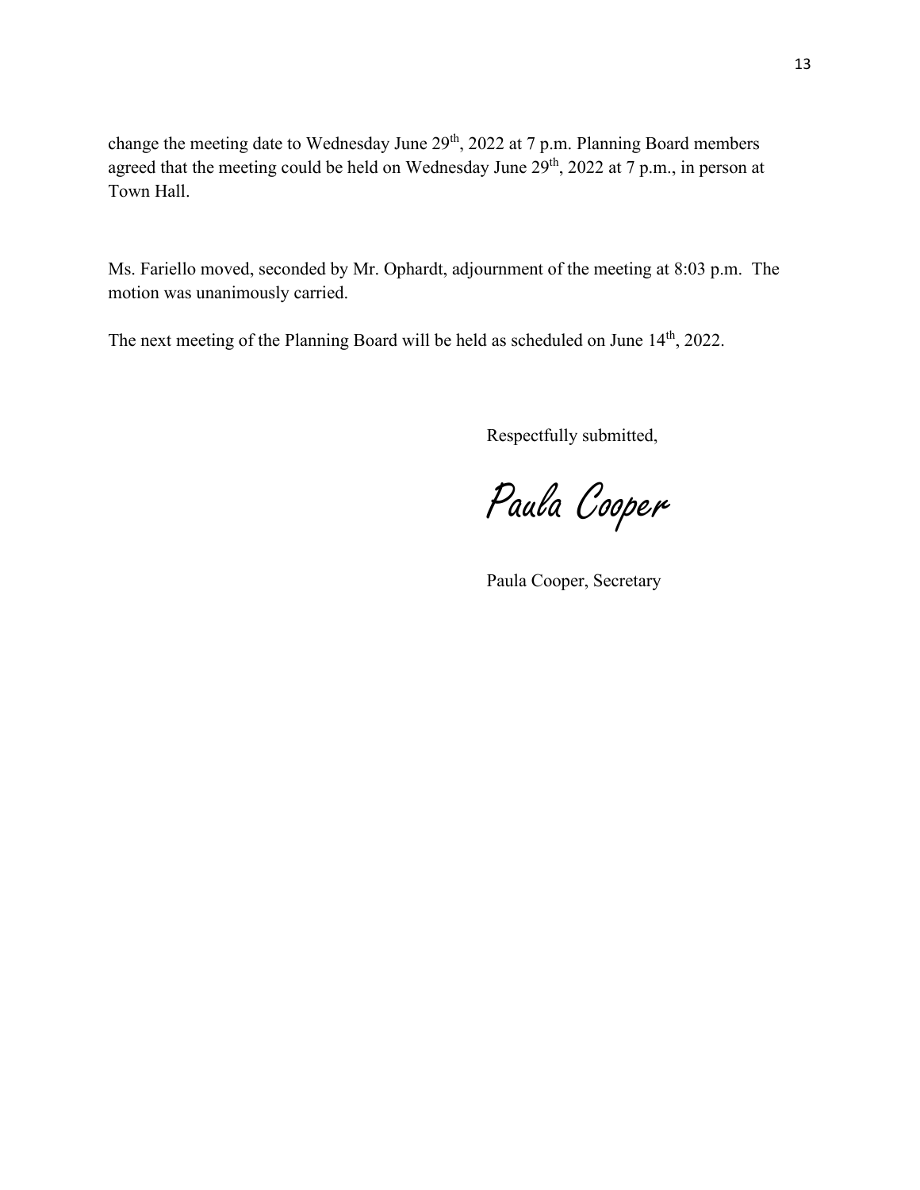change the meeting date to Wednesday June 29th, 2022 at 7 p.m. Planning Board members agreed that the meeting could be held on Wednesday June 29th, 2022 at 7 p.m., in person at Town Hall.

Ms. Fariello moved, seconded by Mr. Ophardt, adjournment of the meeting at 8:03 p.m. The motion was unanimously carried.

The next meeting of the Planning Board will be held as scheduled on June 14th, 2022.

Respectfully submitted,

*Paula Cooper*

Paula Cooper, Secretary